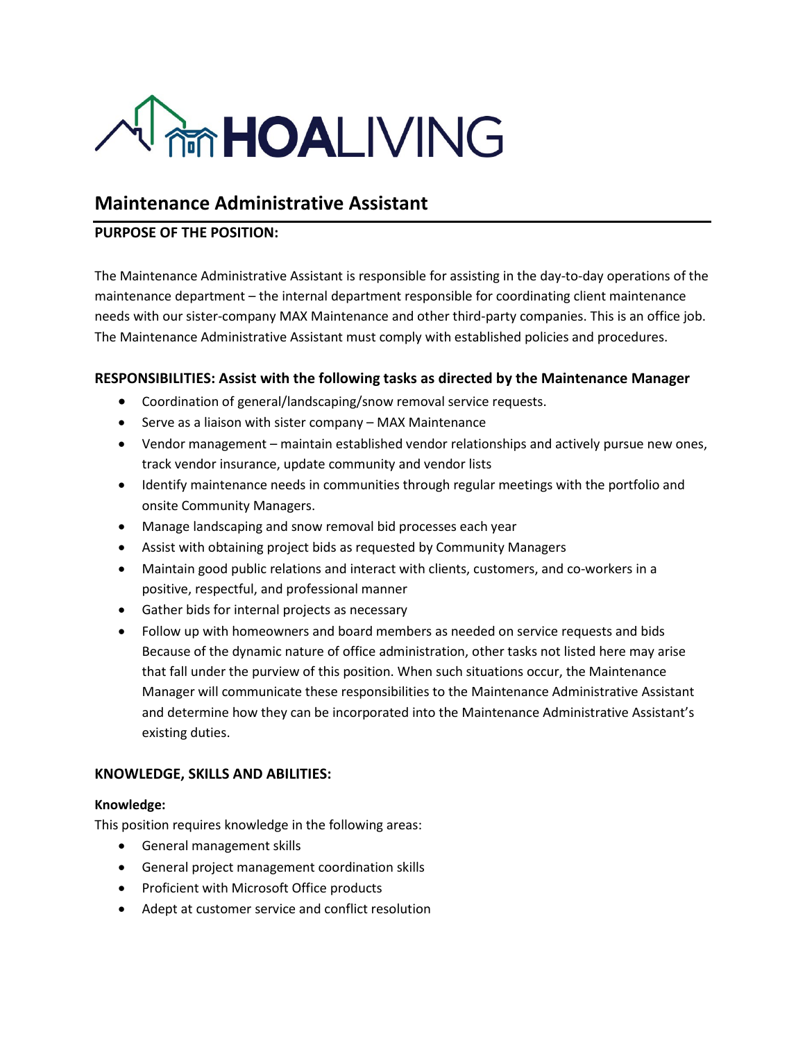# HOALIVING

## Maintenance Administrative Assistant

### PURPOSE OF THE POSITION:

The Maintenance Administrative Assistant is responsible for assisting in the day-to-day operations of the maintenance department – the internal department responsible for coordinating client maintenance needs with our sister-company MAX Maintenance and other third-party companies. This is an office job. The Maintenance Administrative Assistant must comply with established policies and procedures.

### RESPONSIBILITIES: Assist with the following tasks as directed by the Maintenance Manager

- Coordination of general/landscaping/snow removal service requests.
- Serve as a liaison with sister company – MAX Maintenance
- Vendor management – maintain established vendor relationships and actively pursue new ones, track vendor insurance, update community and vendor lists
- Identify maintenance needs in communities through regular meetings with the portfolio and onsite Community Managers.
- Manage landscaping and snow removal bid processes each year
- Assist with obtaining project bids as requested by Community Managers
- Maintain good public relations and interact with clients, customers, and co-workers in a positive, respectful, and professional manner
- Gather bids for internal projects as necessary
- Follow up with homeowners and board members as needed on service requests and bids Because of the dynamic nature of office administration, other tasks not listed here may arise that fall under the purview of this position. When such situations occur, the Maintenance Manager will communicate these responsibilities to the Maintenance Administrative Assistant and determine how they can be incorporated into the Maintenance Administrative Assistant's existing duties.

### KNOWLEDGE, SKILLS AND ABILITIES:

**Knowledge:**

This position requires knowledge in the following areas:

- General management skills
- General project management coordination skills
- Proficient with Microsoft Office products
- Adept at customer service and conflict resolution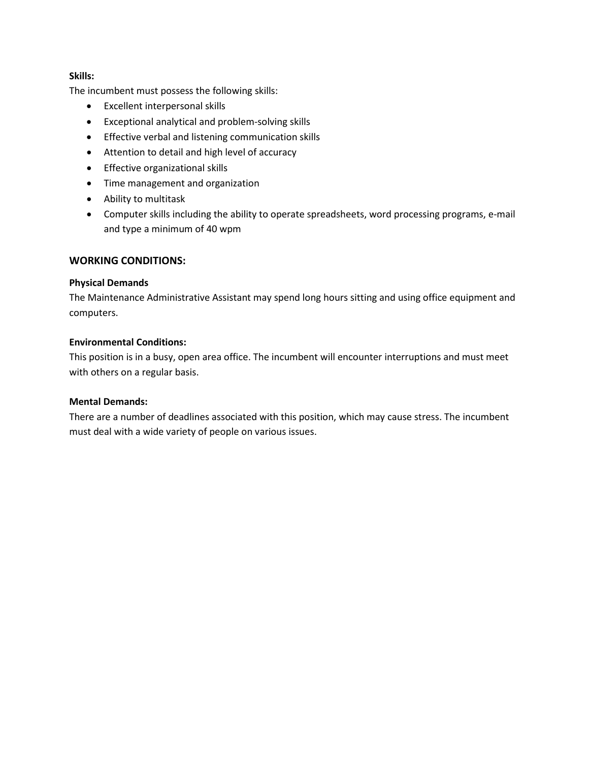**Skills:**

The incumbent must possess the following skills:

- Excellent interpersonal skills
- Exceptional analytical and problem-solving skills
- Effective verbal and listening communication skills
- Attention to detail and high level of accuracy
- Effective organizational skills
- Time management and organization
- Ability to multitask
- Computer skills including the ability to operate spreadsheets, word processing programs, e-mail and type a minimum of 40 wpm

## WORKING CONDITIONS:

**Physical Demands**

The Maintenance Administrative Assistant may spend long hours sitting and using office equipment and computers.

**Environmental Conditions:**

This position is in a busy, open area office. The incumbent will encounter interruptions and must meet with others on a regular basis.

**Mental Demands:**

There are a number of deadlines associated with this position, which may cause stress. The incumbent must deal with a wide variety of people on various issues.